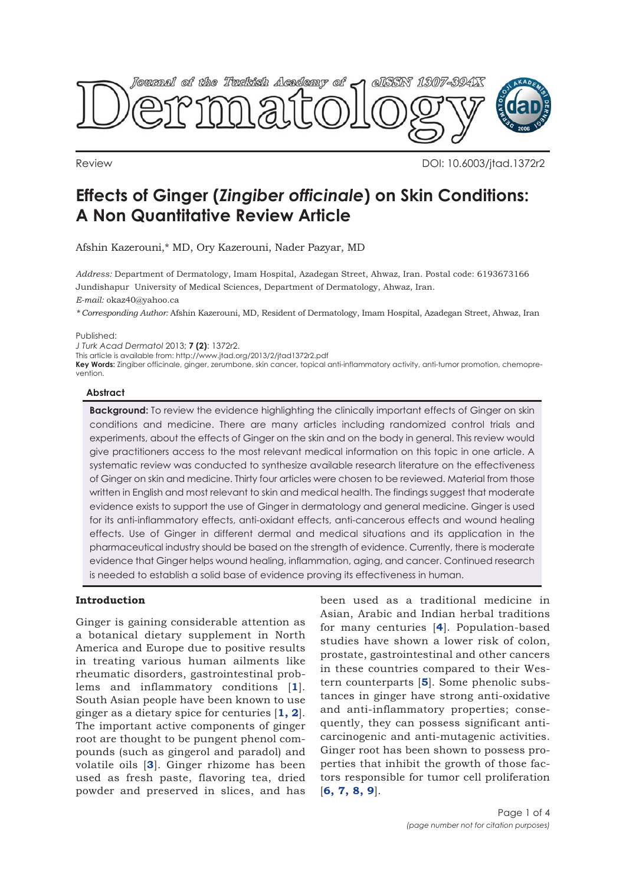Review

DOI: 10.6003/jtad.1372r2

# Effects of Ginger (*Zingiber officinale*) on Skin Conditions: A Non Quantitative Review Article

Afshin Kazerouni,* MD, Ory Kazerouni, Nader Pazyar, MD

*Address:* Department of Dermatology, Imam Hospital, Azadegan Street, Ahwaz, Iran. Postal code: 6193673166 Jundishapur University of Medical Sciences, Department of Dermatology, Ahwaz, Iran.

*E-mail:* okaz40@yahoo.ca

*\* Corresponding Author:* Afshin Kazerouni, MD, Resident of Dermatology, Imam Hospital, Azadegan Street, Ahwaz, Iran

Published:

*J Turk Acad Dermatol* 2013; **7 (2)**: 1372r2.

This article is available from: http://www.jtad.org/2013/2/jtad1372r2.pdf

**Key Words:** Zingiber officinale, ginger, zerumbone, skin cancer, topical anti-inflammatory activity, anti-tumor promotion, chemoprevention.

## Abstract

**Background:** To review the evidence highlighting the clinically important effects of Ginger on skin conditions and medicine. There are many articles including randomized control trials and experiments, about the effects of Ginger on the skin and on the body in general. This review would give practitioners access to the most relevant medical information on this topic in one article. A systematic review was conducted to synthesize available research literature on the effectiveness of Ginger on skin and medicine. Thirty four articles were chosen to be reviewed. Material from those written in English and most relevant to skin and medical health. The findings suggest that moderate evidence exists to support the use of Ginger in dermatology and general medicine. Ginger is used for its anti-inflammatory effects, anti-oxidant effects, anti-cancerous effects and wound healing effects. Use of Ginger in different dermal and medical situations and its application in the pharmaceutical industry should be based on the strength of evidence. Currently, there is moderate evidence that Ginger helps wound healing, inflammation, aging, and cancer. Continued research is needed to establish a solid base of evidence proving its effectiveness in human.

## Introduction

Ginger is gaining considerable attention as a botanical dietary supplement in North America and Europe due to positive results in treating various human ailments like rheumatic disorders, gastrointestinal problems and inflammatory conditions [1]. South Asian people have been known to use ginger as a dietary spice for centuries [1, 2]. The important active components of ginger root are thought to be pungent phenol compounds (such as gingerol and paradol) and volatile oils [3]. Ginger rhizome has been used as fresh paste, flavoring tea, dried powder and preserved in slices, and has been used as a traditional medicine in Asian, Arabic and Indian herbal traditions for many centuries [4]. Population-based studies have shown a lower risk of colon, prostate, gastrointestinal and other cancers in these countries compared to their Western counterparts [5]. Some phenolic substances in ginger have strong anti-oxidative and anti-inflammatory properties; consequently, they can possess significant anti-carcinogenic and anti-mutagenic activities. Ginger root has been shown to possess properties that inhibit the growth of those factors responsible for tumor cell proliferation [6, 7, 8, 9].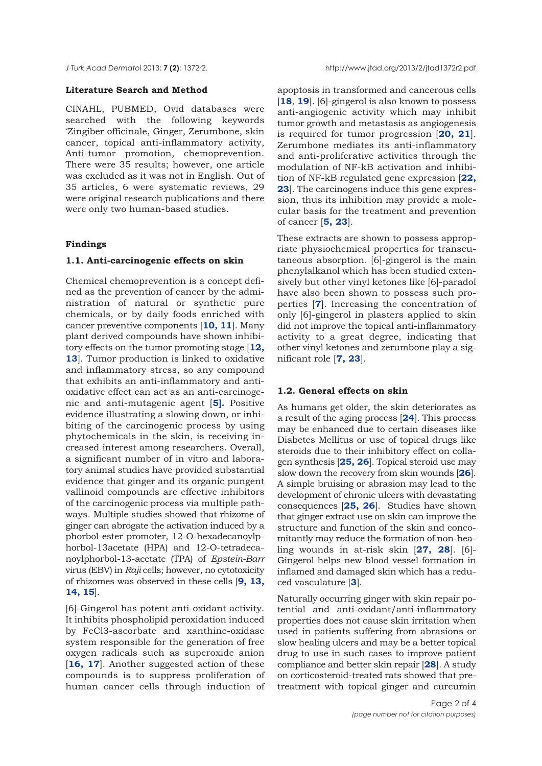**Literature Search and Method**

CINAHL, PUBMED, Ovid databases were searched with the following keywords 'Zingiber officinale, Ginger, Zerumbone, skin cancer, topical anti-inflammatory activity, Anti-tumor promotion, chemoprevention. There were 35 results; however, one article was excluded as it was not in English. Out of 35 articles, 6 were systematic reviews, 29 were original research publications and there were only two human-based studies.

**Findings**

**1.1. Anti-carcinogenic effects on skin**

Chemical chemoprevention is a concept defined as the prevention of cancer by the administration of natural or synthetic pure chemicals, or by daily foods enriched with cancer preventive components [**10, 11**]. Many plant derived compounds have shown inhibitory effects on the tumor promoting stage [**12, 13**]. Tumor production is linked to oxidative and inflammatory stress, so any compound that exhibits an anti-inflammatory and anti-oxidative effect can act as an anti-carcinogenic and anti-mutagenic agent [**5].** Positive evidence illustrating a slowing down, or inhibiting of the carcinogenic process by using phytochemicals in the skin, is receiving increased interest among researchers. Overall, a significant number of in vitro and laboratory animal studies have provided substantial evidence that ginger and its organic pungent vallinoid compounds are effective inhibitors of the carcinogenic process via multiple pathways. Multiple studies showed that rhizome of ginger can abrogate the activation induced by a phorbol-ester promoter, 12-O-hexadecanoylphorbol-13acetate (HPA) and 12-O-tetradecanoylphorbol-13-acetate (TPA) of *Epstein-Barr* virus (EBV) in *Raji* cells; however, no cytotoxicity of rhizomes was observed in these cells [**9, 13, 14, 15**].

[6]-Gingerol has potent anti-oxidant activity. It inhibits phospholipid peroxidation induced by $FeCl_3$-ascorbate and xanthine-oxidase system responsible for the generation of free oxygen radicals such as superoxide anion [**16, 17**]. Another suggested action of these compounds is to suppress proliferation of human cancer cells through induction of apoptosis in transformed and cancerous cells [**18, 19**]. [6]-gingerol is also known to possess anti-angiogenic activity which may inhibit tumor growth and metastasis as angiogenesis is required for tumor progression [**20, 21**]. Zerumbone mediates its anti-inflammatory and anti-proliferative activities through the modulation of NF-kB activation and inhibition of NF-kB regulated gene expression [**22, 23**]. The carcinogens induce this gene expression, thus its inhibition may provide a molecular basis for the treatment and prevention of cancer [**5, 23**].

These extracts are shown to possess appropriate physiochemical properties for transcutaneous absorption. [6]-gingerol is the main phenylalkanol which has been studied extensively but other vinyl ketones like [6]-paradol have also been shown to possess such properties [**7**]. Increasing the concentration of only [6]-gingerol in plasters applied to skin did not improve the topical anti-inflammatory activity to a great degree, indicating that other vinyl ketones and zerumbone play a significant role [**7, 23**].

**1.2. General effects on skin**

As humans get older, the skin deteriorates as a result of the aging process [**24**]. This process may be enhanced due to certain diseases like Diabetes Mellitus or use of topical drugs like steroids due to their inhibitory effect on collagen synthesis [**25, 26**]. Topical steroid use may slow down the recovery from skin wounds [**26**]. A simple bruising or abrasion may lead to the development of chronic ulcers with devastating consequences [**25, 26**]. Studies have shown that ginger extract use on skin can improve the structure and function of the skin and concomitantly may reduce the formation of non-healing wounds in at-risk skin [**27, 28**]. [6]-Gingerol helps new blood vessel formation in inflamed and damaged skin which has a reduced vasculature [**3**].

Naturally occurring ginger with skin repair potential and anti-oxidant/anti-inflammatory properties does not cause skin irritation when used in patients suffering from abrasions or slow healing ulcers and may be a better topical drug to use in such cases to improve patient compliance and better skin repair [**28**]. A study on corticosteroid-treated rats showed that pretreatment with topical ginger and curcumin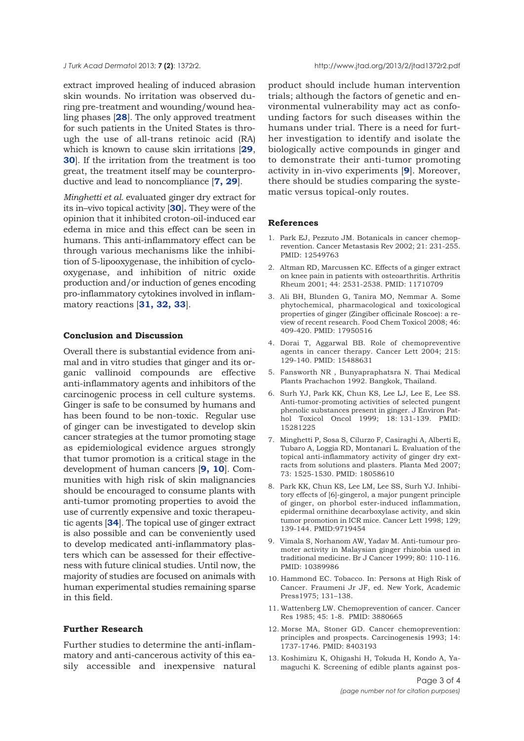extract improved healing of induced abrasion skin wounds. No irritation was observed during pre-treatment and wounding/wound healing phases [**28**]. The only approved treatment for such patients in the United States is through the use of all-trans retinoic acid (RA) which is known to cause skin irritations [**29**, **30**]. If the irritation from the treatment is too great, the treatment itself may be counterproductive and lead to noncompliance [**7, 29**].

*Minghetti et al.* evaluated ginger dry extract for its in–vivo topical activity [**30**]**.** They were of the opinion that it inhibited croton-oil-induced ear edema in mice and this effect can be seen in humans. This anti-inflammatory effect can be through various mechanisms like the inhibition of 5-lipooxygenase, the inhibition of cyclooxygenase, and inhibition of nitric oxide production and/or induction of genes encoding pro-inflammatory cytokines involved in inflammatory reactions [**31, 32, 33**].

### Conclusion and Discussion

Overall there is substantial evidence from animal and in vitro studies that ginger and its organic vallinoid compounds are effective anti-inflammatory agents and inhibitors of the carcinogenic process in cell culture systems. Ginger is safe to be consumed by humans and has been found to be non-toxic. Regular use of ginger can be investigated to develop skin cancer strategies at the tumor promoting stage as epidemiological evidence argues strongly that tumor promotion is a critical stage in the development of human cancers [**9, 10**]. Communities with high risk of skin malignancies should be encouraged to consume plants with anti-tumor promoting properties to avoid the use of currently expensive and toxic therapeutic agents [**34**]. The topical use of ginger extract is also possible and can be conveniently used to develop medicated anti-inflammatory plasters which can be assessed for their effectiveness with future clinical studies. Until now, the majority of studies are focused on animals with human experimental studies remaining sparse in this field.

### Further Research

Further studies to determine the anti-inflammatory and anti-cancerous activity of this easily accessible and inexpensive natural product should include human intervention trials; although the factors of genetic and environmental vulnerability may act as confounding factors for such diseases within the humans under trial. There is a need for further investigation to identify and isolate the biologically active compounds in ginger and to demonstrate their anti-tumor promoting activity in in-vivo experiments [**9**]. Moreover, there should be studies comparing the systematic versus topical-only routes.

### References

1. Park EJ, Pezzuto JM. Botanicals in cancer chemoprevention. Cancer Metastasis Rev 2002; 21: 231-255. PMID: 12549763
2. Altman RD, Marcussen KC. Effects of a ginger extract on knee pain in patients with osteoarthritis. Arthritis Rheum 2001; 44: 2531-2538. PMID: 11710709
3. Ali BH, Blunden G, Tanira MO, Nemmar A. Some phytochemical, pharmacological and toxicological properties of ginger (Zingiber officinale Roscoe): a review of recent research. Food Chem Toxicol 2008; 46: 409-420. PMID: 17950516
4. Dorai T, Aggarwal BB. Role of chemopreventive agents in cancer therapy. Cancer Lett 2004; 215: 129-140. PMID: 15488631
5. Fansworth NR , Bunyapraphatsra N. Thai Medical Plants Prachachon 1992. Bangkok, Thailand.
6. Surh YJ, Park KK, Chun KS, Lee LJ, Lee E, Lee SS. Anti-tumor-promoting activities of selected pungent phenolic substances present in ginger. J Environ Pathol Toxicol Oncol 1999; 18: 131-139. PMID: 15281225
7. Minghetti P, Sosa S, Cilurzo F, Casiraghi A, Alberti E, Tubaro A, Loggia RD, Montanari L. Evaluation of the topical anti-inflammatory activity of ginger dry extracts from solutions and plasters. Planta Med 2007; 73: 1525-1530. PMID: 18058610
8. Park KK, Chun KS, Lee LM, Lee SS, Surh YJ. Inhibitory effects of [6]-gingerol, a major pungent principle of ginger, on phorbol ester-induced inflammation, epidermal ornithine decarboxylase activity, and skin tumor promotion in ICR mice. Cancer Lett 1998; 129; 139-144. PMID:9719454
9. Vimala S, Norhanom AW, Yadav M. Anti-tumour promoter activity in Malaysian ginger rhizobia used in traditional medicine. Br J Cancer 1999; 80: 110-116. PMID: 10389986
10. Hammond EC. Tobacco. In: Persons at High Risk of Cancer. Fraumeni Jr JF, ed. New York, Academic Press1975; 131–138.
11. Wattenberg LW. Chemoprevention of cancer. Cancer Res 1985; 45: 1-8. PMID: 3880665
12. Morse MA, Stoner GD. Cancer chemoprevention: principles and prospects. Carcinogenesis 1993; 14: 1737-1746. PMID: 8403193
13. Koshimizu K, Ohigashi H, Tokuda H, Kondo A, Yamaguchi K. Screening of edible plants against pos-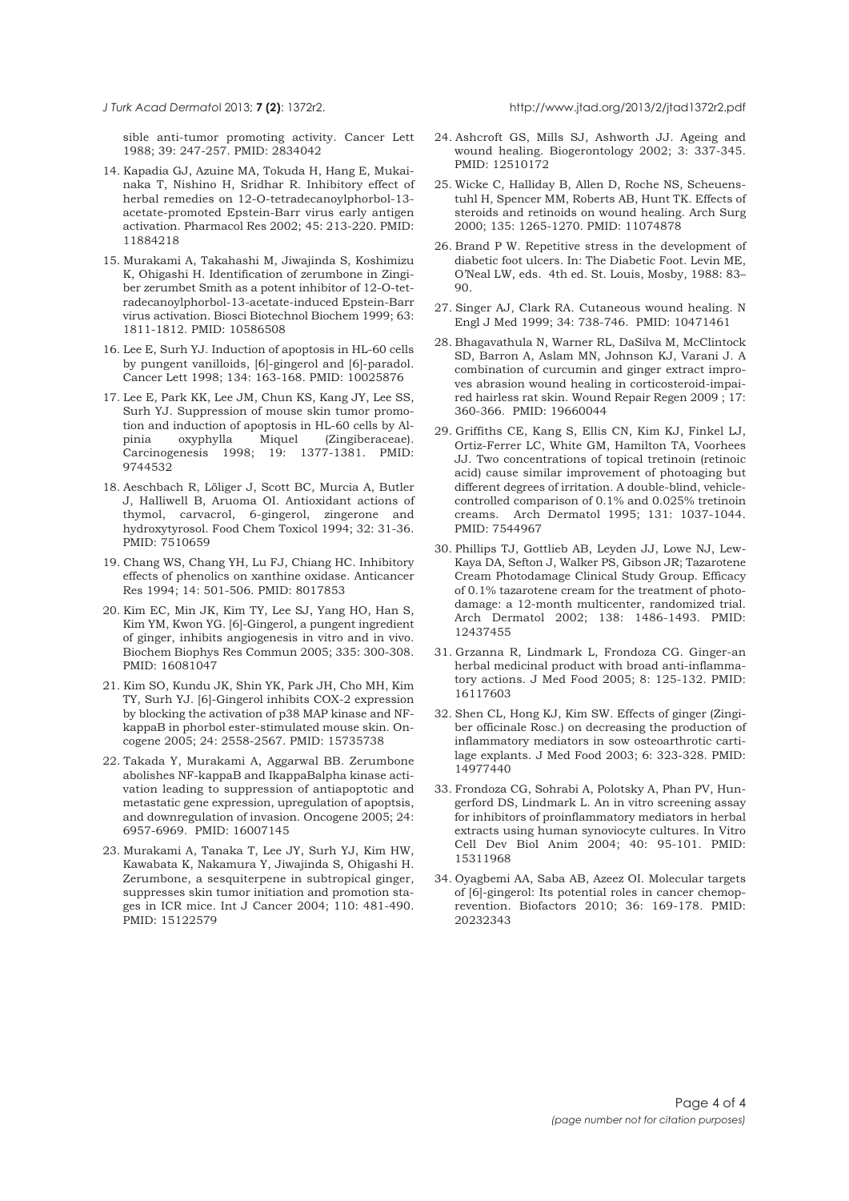sible anti-tumor promoting activity. Cancer Lett 1988; 39: 247-257. PMID: 2834042

14. Kapadia GJ, Azuine MA, Tokuda H, Hang E, Mukainaka T, Nishino H, Sridhar R. Inhibitory effect of herbal remedies on 12-O-tetradecanoylphorbol-13-acetate-promoted Epstein-Barr virus early antigen activation. Pharmacol Res 2002; 45: 213-220. PMID: 11884218
15. Murakami A, Takahashi M, Jiwajinda S, Koshimizu K, Ohigashi H. Identification of zerumbone in Zingiber zerumbet Smith as a potent inhibitor of 12-O-tetradecanoylphorbol-13-acetate-induced Epstein-Barr virus activation. Biosci Biotechnol Biochem 1999; 63: 1811-1812. PMID: 10586508
16. Lee E, Surh YJ. Induction of apoptosis in HL-60 cells by pungent vanilloids, [6]-gingerol and [6]-paradol. Cancer Lett 1998; 134: 163-168. PMID: 10025876
17. Lee E, Park KK, Lee JM, Chun KS, Kang JY, Lee SS, Surh YJ. Suppression of mouse skin tumor promotion and induction of apoptosis in HL-60 cells by Alpinia oxyphylla Miquel (Zingiberaceae). Carcinogenesis 1998; 19: 1377-1381. PMID: 9744532
18. Aeschbach R, Löliger J, Scott BC, Murcia A, Butler J, Halliwell B, Aruoma OI. Antioxidant actions of thymol, carvacrol, 6-gingerol, zingerone and hydroxytyrosol. Food Chem Toxicol 1994; 32: 31-36. PMID: 7510659
19. Chang WS, Chang YH, Lu FJ, Chiang HC. Inhibitory effects of phenolics on xanthine oxidase. Anticancer Res 1994; 14: 501-506. PMID: 8017853
20. Kim EC, Min JK, Kim TY, Lee SJ, Yang HO, Han S, Kim YM, Kwon YG. [6]-Gingerol, a pungent ingredient of ginger, inhibits angiogenesis in vitro and in vivo. Biochem Biophys Res Commun 2005; 335: 300-308. PMID: 16081047
21. Kim SO, Kundu JK, Shin YK, Park JH, Cho MH, Kim TY, Surh YJ. [6]-Gingerol inhibits COX-2 expression by blocking the activation of p38 MAP kinase and NF-kappaB in phorbol ester-stimulated mouse skin. Oncogene 2005; 24: 2558-2567. PMID: 15735738
22. Takada Y, Murakami A, Aggarwal BB. Zerumbone abolishes NF-kappaB and IkappaBalpha kinase activation leading to suppression of antiapoptotic and metastatic gene expression, upregulation of apoptsis, and downregulation of invasion. Oncogene 2005; 24: 6957-6969. PMID: 16007145
23. Murakami A, Tanaka T, Lee JY, Surh YJ, Kim HW, Kawabata K, Nakamura Y, Jiwajinda S, Ohigashi H. Zerumbone, a sesquiterpene in subtropical ginger, suppresses skin tumor initiation and promotion stages in ICR mice. Int J Cancer 2004; 110: 481-490. PMID: 15122579
24. Ashcroft GS, Mills SJ, Ashworth JJ. Ageing and wound healing. Biogerontology 2002; 3: 337-345. PMID: 12510172
25. Wicke C, Halliday B, Allen D, Roche NS, Scheuenstuhl H, Spencer MM, Roberts AB, Hunt TK. Effects of steroids and retinoids on wound healing. Arch Surg 2000; 135: 1265-1270. PMID: 11074878
26. Brand P W. Repetitive stress in the development of diabetic foot ulcers. In: The Diabetic Foot. Levin ME, O'Neal LW, eds. 4th ed. St. Louis, Mosby, 1988: 83–90.
27. Singer AJ, Clark RA. Cutaneous wound healing. N Engl J Med 1999; 34: 738-746. PMID: 10471461
28. Bhagavathula N, Warner RL, DaSilva M, McClintock SD, Barron A, Aslam MN, Johnson KJ, Varani J. A combination of curcumin and ginger extract improves abrasion wound healing in corticosteroid-impaired hairless rat skin. Wound Repair Regen 2009 ; 17: 360-366. PMID: 19660044
29. Griffiths CE, Kang S, Ellis CN, Kim KJ, Finkel LJ, Ortiz-Ferrer LC, White GM, Hamilton TA, Voorhees JJ. Two concentrations of topical tretinoin (retinoic acid) cause similar improvement of photoaging but different degrees of irritation. A double-blind, vehicle-controlled comparison of 0.1% and 0.025% tretinoin creams. Arch Dermatol 1995; 131: 1037-1044. PMID: 7544967
30. Phillips TJ, Gottlieb AB, Leyden JJ, Lowe NJ, Lew-Kaya DA, Sefton J, Walker PS, Gibson JR; Tazarotene Cream Photodamage Clinical Study Group. Efficacy of 0.1% tazarotene cream for the treatment of photodamage: a 12-month multicenter, randomized trial. Arch Dermatol 2002; 138: 1486-1493. PMID: 12437455
31. Grzanna R, Lindmark L, Frondoza CG. Ginger-an herbal medicinal product with broad anti-inflammatory actions. J Med Food 2005; 8: 125-132. PMID: 16117603
32. Shen CL, Hong KJ, Kim SW. Effects of ginger (Zingiber officinale Rosc.) on decreasing the production of inflammatory mediators in sow osteoarthrotic cartilage explants. J Med Food 2003; 6: 323-328. PMID: 14977440
33. Frondoza CG, Sohrabi A, Polotsky A, Phan PV, Hungerford DS, Lindmark L. An in vitro screening assay for inhibitors of proinflammatory mediators in herbal extracts using human synoviocyte cultures. In Vitro Cell Dev Biol Anim 2004; 40: 95-101. PMID: 15311968
34. Oyagbemi AA, Saba AB, Azeez OI. Molecular targets of [6]-gingerol: Its potential roles in cancer chemoprevention. Biofactors 2010; 36: 169-178. PMID: 20232343